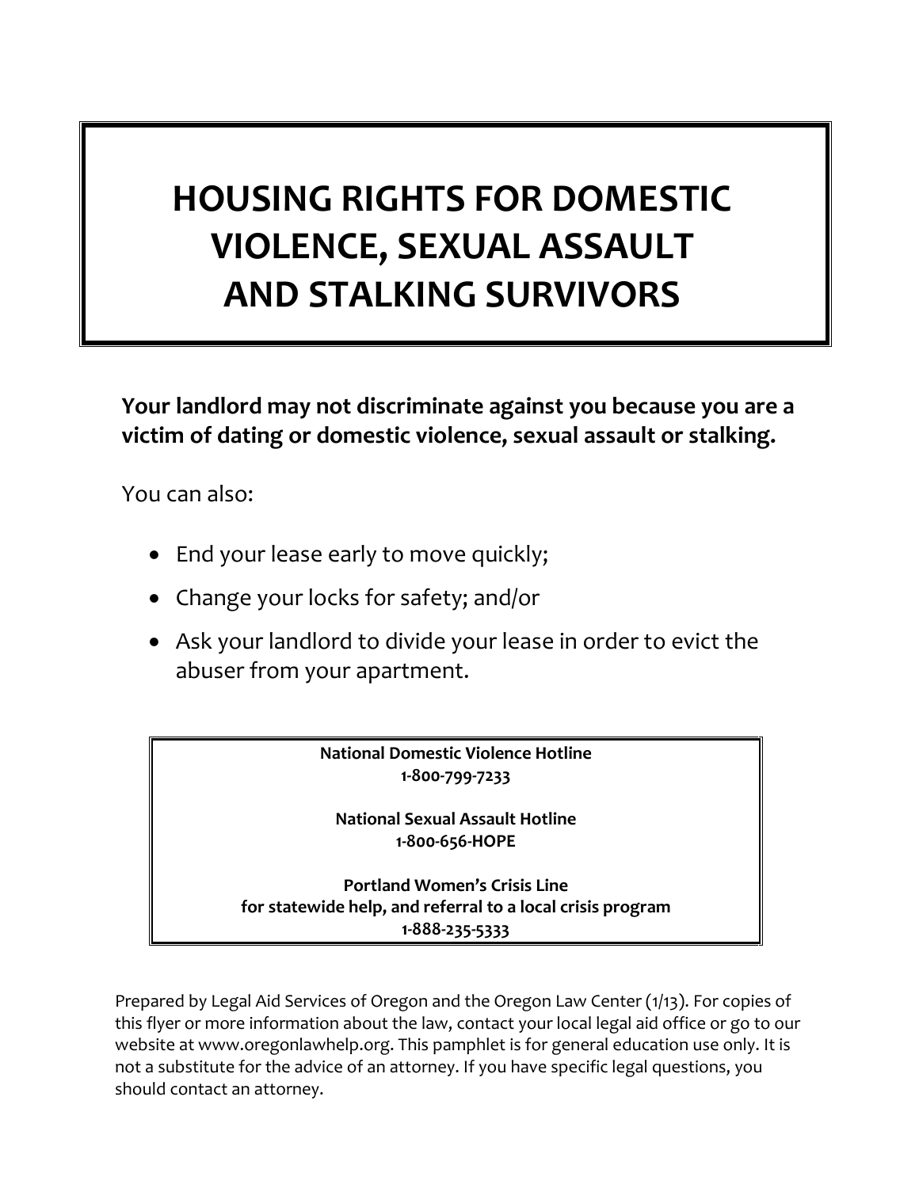# HOUSING RIGHTS FOR DOMESTIC VIOLENCE, SEXUAL ASSAULT AND STALKING SURVIVORS

**Your landlord may not discriminate against you because you are a victim of dating or domestic violence, sexual assault or stalking.**

You can also:

- End your lease early to move quickly;
- Change your locks for safety; and/or
- Ask your landlord to divide your lease in order to evict the abuser from your apartment.

**National Domestic Violence Hotline**
**1-800-799-7233**

**National Sexual Assault Hotline**
**1-800-656-HOPE**

**Portland Women's Crisis Line**
**for statewide help, and referral to a local crisis program**
**1-888-235-5333**

Prepared by Legal Aid Services of Oregon and the Oregon Law Center (1/13). For copies of this flyer or more information about the law, contact your local legal aid office or go to our website at www.oregonlawhelp.org. This pamphlet is for general education use only. It is not a substitute for the advice of an attorney. If you have specific legal questions, you should contact an attorney.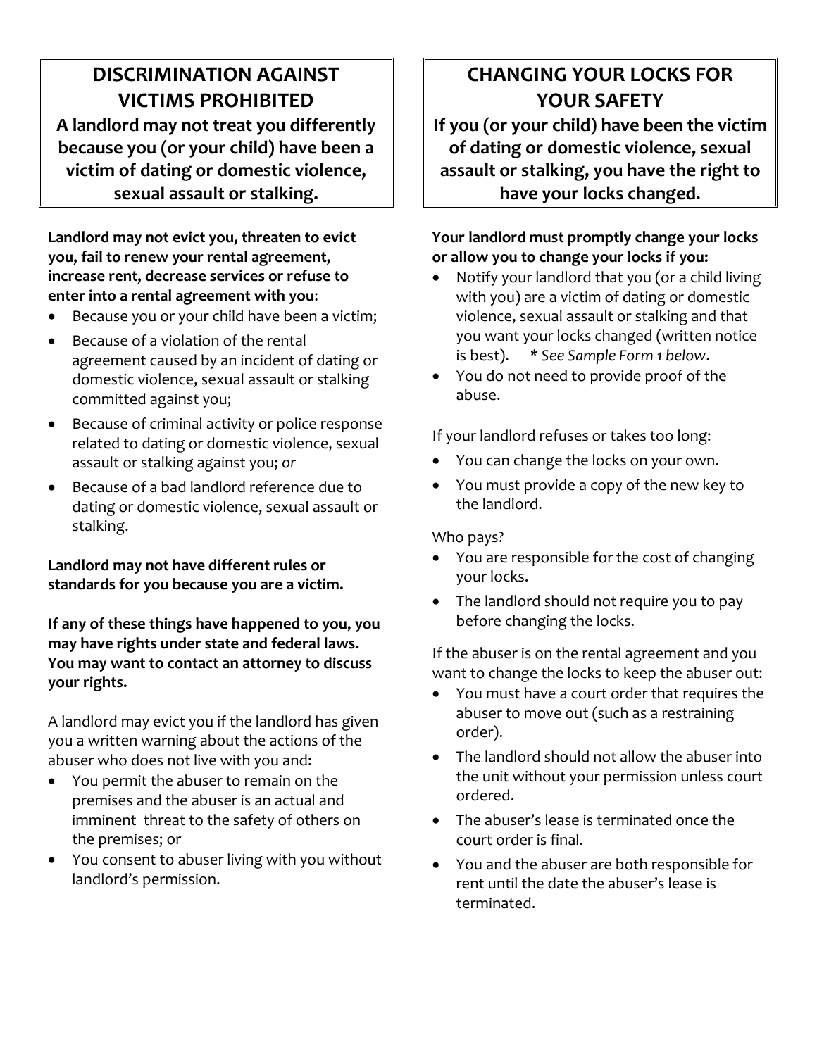## DISCRIMINATION AGAINST VICTIMS PROHIBITED

**A landlord may not treat you differently because you (or your child) have been a victim of dating or domestic violence, sexual assault or stalking.**

**Landlord may not evict you, threaten to evict you, fail to renew your rental agreement, increase rent, decrease services or refuse to enter into a rental agreement with you**:

- Because you or your child have been a victim;
- Because of a violation of the rental agreement caused by an incident of dating or domestic violence, sexual assault or stalking committed against you;
- Because of criminal activity or police response related to dating or domestic violence, sexual assault or stalking against you; *or*
- Because of a bad landlord reference due to dating or domestic violence, sexual assault or stalking.

**Landlord may not have different rules or standards for you because you are a victim.**

**If any of these things have happened to you, you may have rights under state and federal laws. You may want to contact an attorney to discuss your rights.**

A landlord may evict you if the landlord has given you a written warning about the actions of the abuser who does not live with you and:

- You permit the abuser to remain on the premises and the abuser is an actual and imminent threat to the safety of others on the premises; or
- You consent to abuser living with you without landlord's permission.

## CHANGING YOUR LOCKS FOR YOUR SAFETY

**If you (or your child) have been the victim of dating or domestic violence, sexual assault or stalking, you have the right to have your locks changed.**

**Your landlord must promptly change your locks or allow you to change your locks if you:**

- Notify your landlord that you (or a child living with you) are a victim of dating or domestic violence, sexual assault or stalking and that you want your locks changed (written notice is best). *\* See Sample Form 1 below*.
- You do not need to provide proof of the abuse.

If your landlord refuses or takes too long:

- You can change the locks on your own.
- You must provide a copy of the new key to the landlord.

Who pays?

- You are responsible for the cost of changing your locks.
- The landlord should not require you to pay before changing the locks.

If the abuser is on the rental agreement and you want to change the locks to keep the abuser out:

- You must have a court order that requires the abuser to move out (such as a restraining order).
- The landlord should not allow the abuser into the unit without your permission unless court ordered.
- The abuser's lease is terminated once the court order is final.
- You and the abuser are both responsible for rent until the date the abuser's lease is terminated.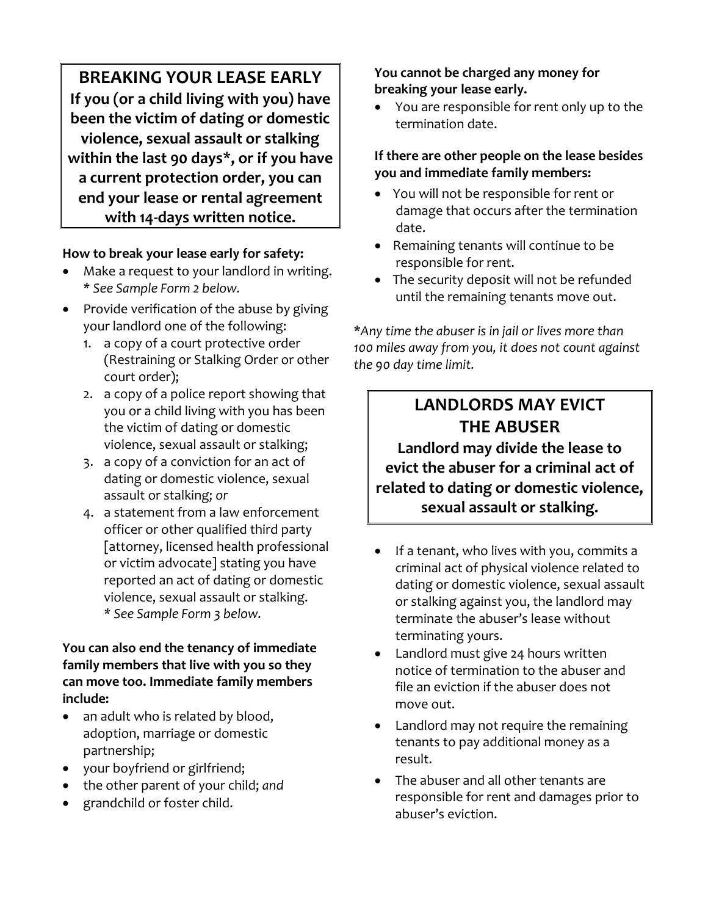## BREAKING YOUR LEASE EARLY

**If you (or a child living with you) have been the victim of dating or domestic violence, sexual assault or stalking within the last 90 days*, or if you have a current protection order, you can end your lease or rental agreement with 14-days written notice.**

**How to break your lease early for safety:**

- Make a request to your landlord in writing. *\* See Sample Form 2 below.*
- Provide verification of the abuse by giving your landlord one of the following:
  1. a copy of a court protective order (Restraining or Stalking Order or other court order);
  2. a copy of a police report showing that you or a child living with you has been the victim of dating or domestic violence, sexual assault or stalking;
  3. a copy of a conviction for an act of dating or domestic violence, sexual assault or stalking; *or*
  4. a statement from a law enforcement officer or other qualified third party [attorney, licensed health professional or victim advocate] stating you have reported an act of dating or domestic violence, sexual assault or stalking. *\* See Sample Form 3 below.*

**You can also end the tenancy of immediate family members that live with you so they can move too. Immediate family members include:**

- an adult who is related by blood, adoption, marriage or domestic partnership;
- your boyfriend or girlfriend;
- the other parent of your child; *and*
- grandchild or foster child.

**You cannot be charged any money for breaking your lease early.**

- You are responsible for rent only up to the termination date.

**If there are other people on the lease besides you and immediate family members:**

- You will not be responsible for rent or damage that occurs after the termination date.
- Remaining tenants will continue to be responsible for rent.
- The security deposit will not be refunded until the remaining tenants move out.

*\*Any time the abuser is in jail or lives more than 100 miles away from you, it does not count against the 90 day time limit.*

## LANDLORDS MAY EVICT THE ABUSER

**Landlord may divide the lease to evict the abuser for a criminal act of related to dating or domestic violence, sexual assault or stalking.**

- If a tenant, who lives with you, commits a criminal act of physical violence related to dating or domestic violence, sexual assault or stalking against you, the landlord may terminate the abuser's lease without terminating yours.
- Landlord must give 24 hours written notice of termination to the abuser and file an eviction if the abuser does not move out.
- Landlord may not require the remaining tenants to pay additional money as a result.
- The abuser and all other tenants are responsible for rent and damages prior to abuser's eviction.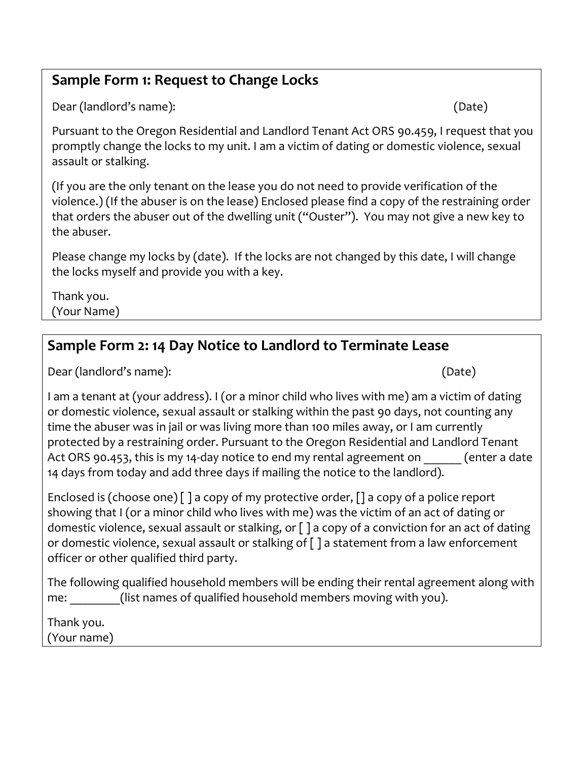## Sample Form 1: Request to Change Locks

Dear (landlord's name): (Date)

Pursuant to the Oregon Residential and Landlord Tenant Act ORS 90.459, I request that you promptly change the locks to my unit. I am a victim of dating or domestic violence, sexual assault or stalking.

(If you are the only tenant on the lease you do not need to provide verification of the violence.) (If the abuser is on the lease) Enclosed please find a copy of the restraining order that orders the abuser out of the dwelling unit ("Ouster"). You may not give a new key to the abuser.

Please change my locks by (date). If the locks are not changed by this date, I will change the locks myself and provide you with a key.

Thank you.
(Your Name)

## Sample Form 2: 14 Day Notice to Landlord to Terminate Lease

Dear (landlord's name): (Date)

I am a tenant at (your address). I (or a minor child who lives with me) am a victim of dating or domestic violence, sexual assault or stalking within the past 90 days, not counting any time the abuser was in jail or was living more than 100 miles away, or I am currently protected by a restraining order. Pursuant to the Oregon Residential and Landlord Tenant Act ORS 90.453, this is my 14-day notice to end my rental agreement on ______ (enter a date 14 days from today and add three days if mailing the notice to the landlord).

Enclosed is (choose one) [ ] a copy of my protective order, [] a copy of a police report showing that I (or a minor child who lives with me) was the victim of an act of dating or domestic violence, sexual assault or stalking, or [ ] a copy of a conviction for an act of dating or domestic violence, sexual assault or stalking of [ ] a statement from a law enforcement officer or other qualified third party.

The following qualified household members will be ending their rental agreement along with me: ________(list names of qualified household members moving with you).

Thank you.
(Your name)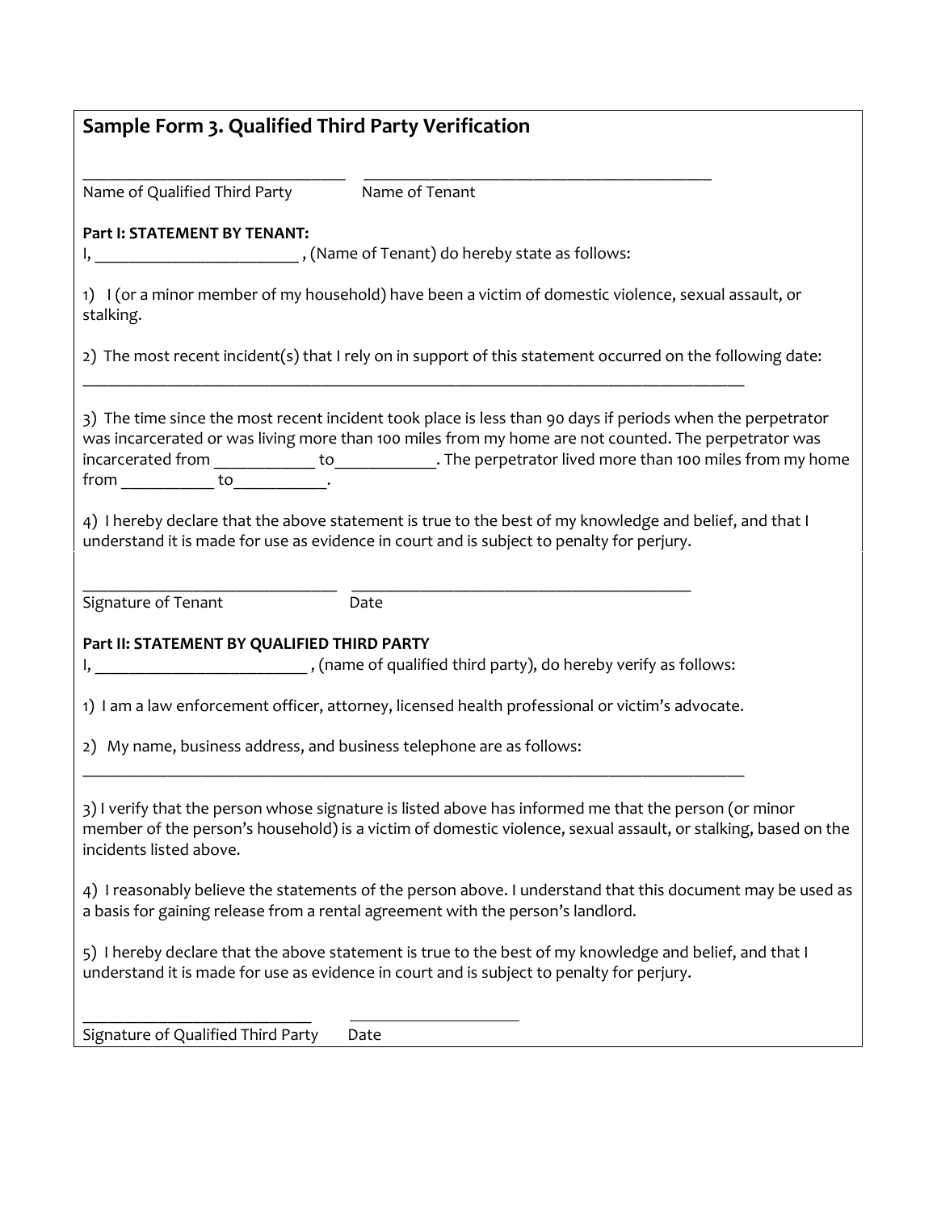## Sample Form 3. Qualified Third Party Verification

________________________________ ___________________________________________

Name of Qualified Third Party Name of Tenant

**Part I: STATEMENT BY TENANT:**

I, ________________________ , (Name of Tenant) do hereby state as follows:

1) I (or a minor member of my household) have been a victim of domestic violence, sexual assault, or stalking.

2) The most recent incident(s) that I rely on in support of this statement occurred on the following date:

_________________________________________________________________________________

3) The time since the most recent incident took place is less than 90 days if periods when the perpetrator was incarcerated or was living more than 100 miles from my home are not counted. The perpetrator was incarcerated from ____________ to____________. The perpetrator lived more than 100 miles from my home from ___________ to___________.

4) I hereby declare that the above statement is true to the best of my knowledge and belief, and that I understand it is made for use as evidence in court and is subject to penalty for perjury.

_______________________________ __________________________________________

Signature of Tenant Date

**Part II: STATEMENT BY QUALIFIED THIRD PARTY**

I, __________________________ , (name of qualified third party), do hereby verify as follows:

1) I am a law enforcement officer, attorney, licensed health professional or victim's advocate.

2) My name, business address, and business telephone are as follows:

_________________________________________________________________________________

3) I verify that the person whose signature is listed above has informed me that the person (or minor member of the person's household) is a victim of domestic violence, sexual assault, or stalking, based on the incidents listed above.

4) I reasonably believe the statements of the person above. I understand that this document may be used as a basis for gaining release from a rental agreement with the person's landlord.

5) I hereby declare that the above statement is true to the best of my knowledge and belief, and that I understand it is made for use as evidence in court and is subject to penalty for perjury.

____________________________ _____________________

Signature of Qualified Third Party Date